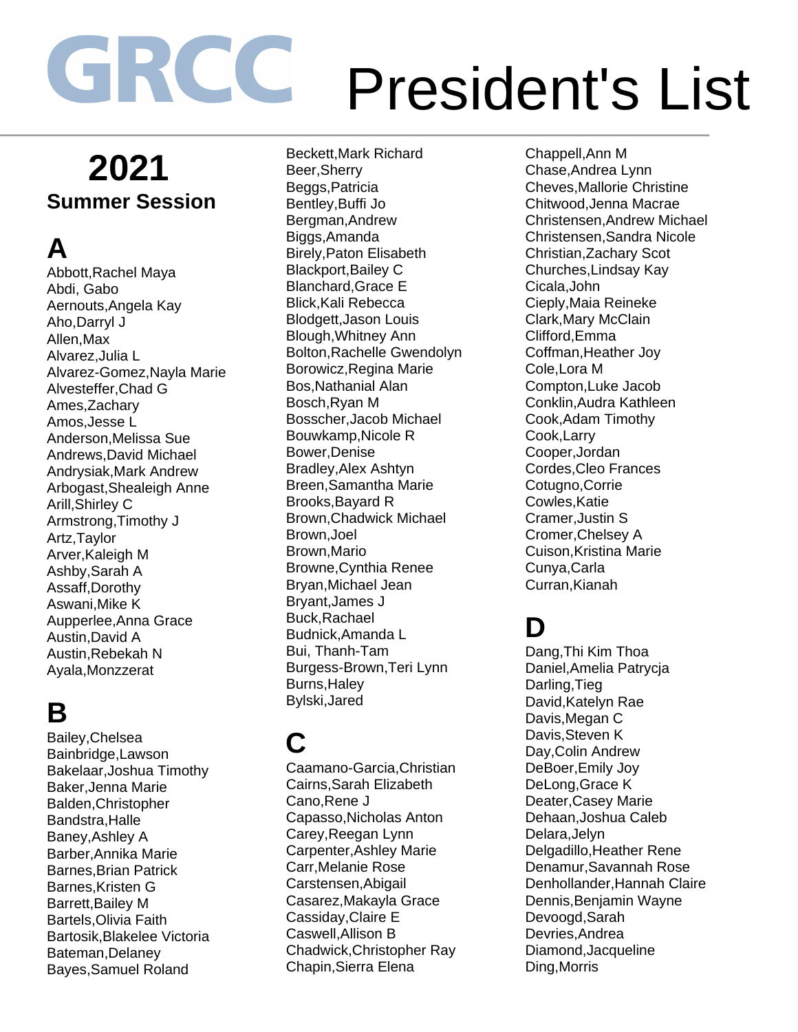# GRCC President's List

## 2021

### Summer Session

## A

Abbott,Rachel Maya
Abdi, Gabo
Aernouts,Angela Kay
Aho,Darryl J
Allen,Max
Alvarez,Julia L
Alvarez-Gomez,Nayla Marie
Alvesteffer,Chad G
Ames,Zachary
Amos,Jesse L
Anderson,Melissa Sue
Andrews,David Michael
Andrysiak,Mark Andrew
Arbogast,Shealeigh Anne
Arill,Shirley C
Armstrong,Timothy J
Artz,Taylor
Arver,Kaleigh M
Ashby,Sarah A
Assaff,Dorothy
Aswani,Mike K
Aupperlee,Anna Grace
Austin,David A
Austin,Rebekah N
Ayala,Monzzerat

## B

Bailey,Chelsea
Bainbridge,Lawson
Bakelaar,Joshua Timothy
Baker,Jenna Marie
Balden,Christopher
Bandstra,Halle
Baney,Ashley A
Barber,Annika Marie
Barnes,Brian Patrick
Barnes,Kristen G
Barrett,Bailey M
Bartels,Olivia Faith
Bartosik,Blakelee Victoria
Bateman,Delaney
Bayes,Samuel Roland
Beckett,Mark Richard
Beer,Sherry
Beggs,Patricia
Bentley,Buffi Jo
Bergman,Andrew
Biggs,Amanda
Birely,Paton Elisabeth
Blackport,Bailey C
Blanchard,Grace E
Blick,Kali Rebecca
Blodgett,Jason Louis
Blough,Whitney Ann
Bolton,Rachelle Gwendolyn
Borowicz,Regina Marie
Bos,Nathanial Alan
Bosch,Ryan M
Bosscher,Jacob Michael
Bouwkamp,Nicole R
Bower,Denise
Bradley,Alex Ashtyn
Breen,Samantha Marie
Brooks,Bayard R
Brown,Chadwick Michael
Brown,Joel
Brown,Mario
Browne,Cynthia Renee
Bryan,Michael Jean
Bryant,James J
Buck,Rachael
Budnick,Amanda L
Bui, Thanh-Tam
Burgess-Brown,Teri Lynn
Burns,Haley
Bylski,Jared

## C

Caamano-Garcia,Christian
Cairns,Sarah Elizabeth
Cano,Rene J
Capasso,Nicholas Anton
Carey,Reegan Lynn
Carpenter,Ashley Marie
Carr,Melanie Rose
Carstensen,Abigail
Casarez,Makayla Grace
Cassiday,Claire E
Caswell,Allison B
Chadwick,Christopher Ray
Chapin,Sierra Elena
Chappell,Ann M
Chase,Andrea Lynn
Cheves,Mallorie Christine
Chitwood,Jenna Macrae
Christensen,Andrew Michael
Christensen,Sandra Nicole
Christian,Zachary Scot
Churches,Lindsay Kay
Cicala,John
Cieply,Maia Reineke
Clark,Mary McClain
Clifford,Emma
Coffman,Heather Joy
Cole,Lora M
Compton,Luke Jacob
Conklin,Audra Kathleen
Cook,Adam Timothy
Cook,Larry
Cooper,Jordan
Cordes,Cleo Frances
Cotugno,Corrie
Cowles,Katie
Cramer,Justin S
Cromer,Chelsey A
Cuison,Kristina Marie
Cunya,Carla
Curran,Kianah

## D

Dang,Thi Kim Thoa
Daniel,Amelia Patrycja
Darling,Tieg
David,Katelyn Rae
Davis,Megan C
Davis,Steven K
Day,Colin Andrew
DeBoer,Emily Joy
DeLong,Grace K
Deater,Casey Marie
Dehaan,Joshua Caleb
Delara,Jelyn
Delgadillo,Heather Rene
Denamur,Savannah Rose
Denhollander,Hannah Claire
Dennis,Benjamin Wayne
Devoogd,Sarah
Devries,Andrea
Diamond,Jacqueline
Ding,Morris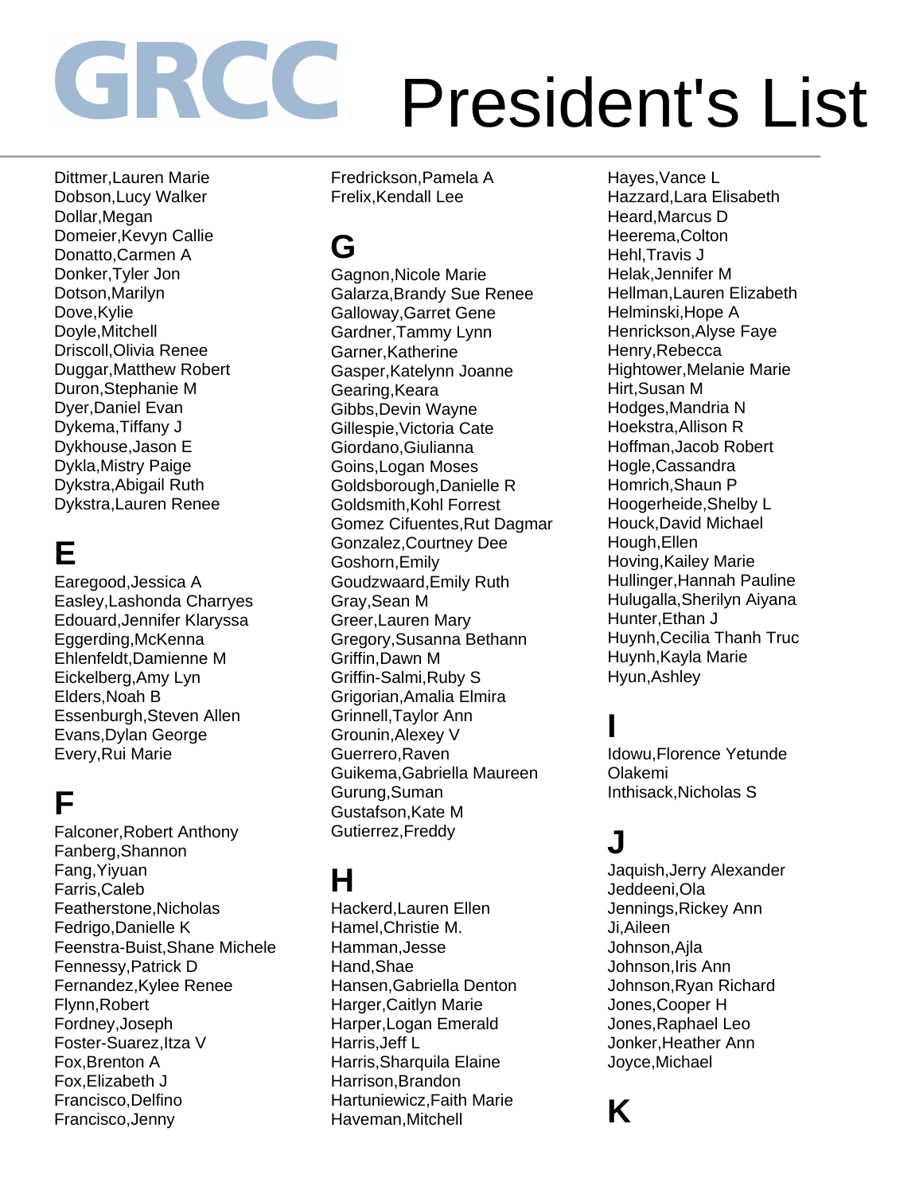# GRCC President's List

Dittmer,Lauren Marie
Dobson,Lucy Walker
Dollar,Megan
Domeier,Kevyn Callie
Donatto,Carmen A
Donker,Tyler Jon
Dotson,Marilyn
Dove,Kylie
Doyle,Mitchell
Driscoll,Olivia Renee
Duggar,Matthew Robert
Duron,Stephanie M
Dyer,Daniel Evan
Dykema,Tiffany J
Dykhouse,Jason E
Dykla,Mistry Paige
Dykstra,Abigail Ruth
Dykstra,Lauren Renee

## E

Earegood,Jessica A
Easley,Lashonda Charryes
Edouard,Jennifer Klaryssa
Eggerding,McKenna
Ehlenfeldt,Damienne M
Eickelberg,Amy Lyn
Elders,Noah B
Essenburgh,Steven Allen
Evans,Dylan George
Every,Rui Marie

## F

Falconer,Robert Anthony
Fanberg,Shannon
Fang,Yiyuan
Farris,Caleb
Featherstone,Nicholas
Fedrigo,Danielle K
Feenstra-Buist,Shane Michele
Fennessy,Patrick D
Fernandez,Kylee Renee
Flynn,Robert
Fordney,Joseph
Foster-Suarez,Itza V
Fox,Brenton A
Fox,Elizabeth J
Francisco,Delfino
Francisco,Jenny
Fredrickson,Pamela A
Frelix,Kendall Lee

## G

Gagnon,Nicole Marie
Galarza,Brandy Sue Renee
Galloway,Garret Gene
Gardner,Tammy Lynn
Garner,Katherine
Gasper,Katelynn Joanne
Gearing,Keara
Gibbs,Devin Wayne
Gillespie,Victoria Cate
Giordano,Giulianna
Goins,Logan Moses
Goldsborough,Danielle R
Goldsmith,Kohl Forrest
Gomez Cifuentes,Rut Dagmar
Gonzalez,Courtney Dee
Goshorn,Emily
Goudzwaard,Emily Ruth
Gray,Sean M
Greer,Lauren Mary
Gregory,Susanna Bethann
Griffin,Dawn M
Griffin-Salmi,Ruby S
Grigorian,Amalia Elmira
Grinnell,Taylor Ann
Grounin,Alexey V
Guerrero,Raven
Guikema,Gabriella Maureen
Gurung,Suman
Gustafson,Kate M
Gutierrez,Freddy

## H

Hackerd,Lauren Ellen
Hamel,Christie M.
Hamman,Jesse
Hand,Shae
Hansen,Gabriella Denton
Harger,Caitlyn Marie
Harper,Logan Emerald
Harris,Jeff L
Harris,Sharquila Elaine
Harrison,Brandon
Hartuniewicz,Faith Marie
Haveman,Mitchell
Hayes,Vance L
Hazzard,Lara Elisabeth
Heard,Marcus D
Heerema,Colton
Hehl,Travis J
Helak,Jennifer M
Hellman,Lauren Elizabeth
Helminski,Hope A
Henrickson,Alyse Faye
Henry,Rebecca
Hightower,Melanie Marie
Hirt,Susan M
Hodges,Mandria N
Hoekstra,Allison R
Hoffman,Jacob Robert
Hogle,Cassandra
Homrich,Shaun P
Hoogerheide,Shelby L
Houck,David Michael
Hough,Ellen
Hoving,Kailey Marie
Hullinger,Hannah Pauline
Hulugalla,Sherilyn Aiyana
Hunter,Ethan J
Huynh,Cecilia Thanh Truc
Huynh,Kayla Marie
Hyun,Ashley

## I

Idowu,Florence Yetunde Olakemi
Inthisack,Nicholas S

## J

Jaquish,Jerry Alexander
Jeddeeni,Ola
Jennings,Rickey Ann
Ji,Aileen
Johnson,Ajla
Johnson,Iris Ann
Johnson,Ryan Richard
Jones,Cooper H
Jones,Raphael Leo
Jonker,Heather Ann
Joyce,Michael

## K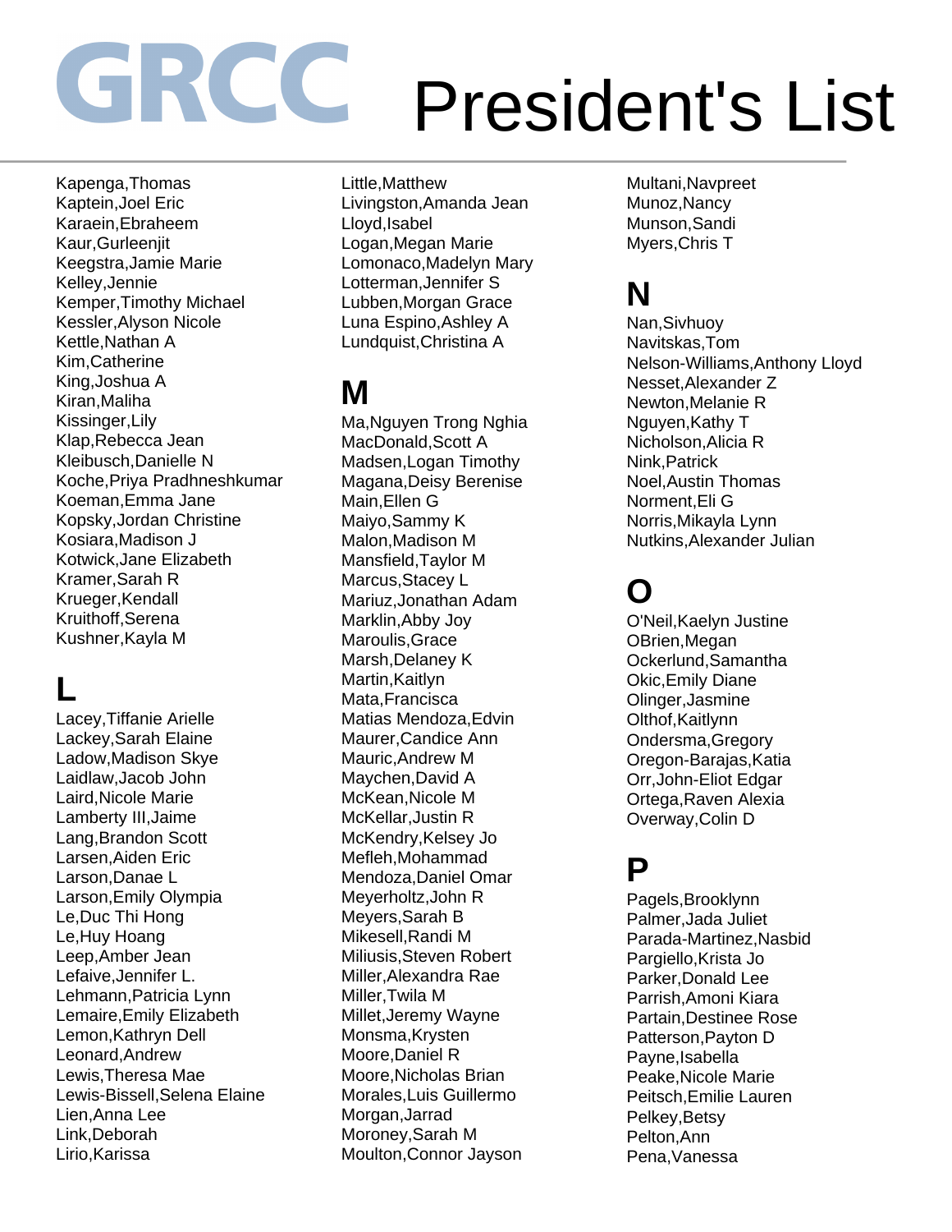# GRCC President's List

Kapenga,Thomas
Kaptein,Joel Eric
Karaein,Ebraheem
Kaur,Gurleenjit
Keegstra,Jamie Marie
Kelley,Jennie
Kemper,Timothy Michael
Kessler,Alyson Nicole
Kettle,Nathan A
Kim,Catherine
King,Joshua A
Kiran,Maliha
Kissinger,Lily
Klap,Rebecca Jean
Kleibusch,Danielle N
Koche,Priya Pradhneshkumar
Koeman,Emma Jane
Kopsky,Jordan Christine
Kosiara,Madison J
Kotwick,Jane Elizabeth
Kramer,Sarah R
Krueger,Kendall
Kruithoff,Serena
Kushner,Kayla M

## L

Lacey,Tiffanie Arielle
Lackey,Sarah Elaine
Ladow,Madison Skye
Laidlaw,Jacob John
Laird,Nicole Marie
Lamberty III,Jaime
Lang,Brandon Scott
Larsen,Aiden Eric
Larson,Danae L
Larson,Emily Olympia
Le,Duc Thi Hong
Le,Huy Hoang
Leep,Amber Jean
Lefaive,Jennifer L.
Lehmann,Patricia Lynn
Lemaire,Emily Elizabeth
Lemon,Kathryn Dell
Leonard,Andrew
Lewis,Theresa Mae
Lewis-Bissell,Selena Elaine
Lien,Anna Lee
Link,Deborah
Lirio,Karissa
Little,Matthew
Livingston,Amanda Jean
Lloyd,Isabel
Logan,Megan Marie
Lomonaco,Madelyn Mary
Lotterman,Jennifer S
Lubben,Morgan Grace
Luna Espino,Ashley A
Lundquist,Christina A

## M

Ma,Nguyen Trong Nghia
MacDonald,Scott A
Madsen,Logan Timothy
Magana,Deisy Berenise
Main,Ellen G
Maiyo,Sammy K
Malon,Madison M
Mansfield,Taylor M
Marcus,Stacey L
Mariuz,Jonathan Adam
Marklin,Abby Joy
Maroulis,Grace
Marsh,Delaney K
Martin,Kaitlyn
Mata,Francisca
Matias Mendoza,Edvin
Maurer,Candice Ann
Mauric,Andrew M
Maychen,David A
McKean,Nicole M
McKellar,Justin R
McKendry,Kelsey Jo
Mefleh,Mohammad
Mendoza,Daniel Omar
Meyerholtz,John R
Meyers,Sarah B
Mikesell,Randi M
Miliusis,Steven Robert
Miller,Alexandra Rae
Miller,Twila M
Millet,Jeremy Wayne
Monsma,Krysten
Moore,Daniel R
Moore,Nicholas Brian
Morales,Luis Guillermo
Morgan,Jarrad
Moroney,Sarah M
Moulton,Connor Jayson
Multani,Navpreet
Munoz,Nancy
Munson,Sandi
Myers,Chris T

## N

Nan,Sivhuoy
Navitskas,Tom
Nelson-Williams,Anthony Lloyd
Nesset,Alexander Z
Newton,Melanie R
Nguyen,Kathy T
Nicholson,Alicia R
Nink,Patrick
Noel,Austin Thomas
Norment,Eli G
Norris,Mikayla Lynn
Nutkins,Alexander Julian

## O

O'Neil,Kaelyn Justine
OBrien,Megan
Ockerlund,Samantha
Okic,Emily Diane
Olinger,Jasmine
Olthof,Kaitlynn
Ondersma,Gregory
Oregon-Barajas,Katia
Orr,John-Eliot Edgar
Ortega,Raven Alexia
Overway,Colin D

## P

Pagels,Brooklynn
Palmer,Jada Juliet
Parada-Martinez,Nasbid
Pargiello,Krista Jo
Parker,Donald Lee
Parrish,Amoni Kiara
Partain,Destinee Rose
Patterson,Payton D
Payne,Isabella
Peake,Nicole Marie
Peitsch,Emilie Lauren
Pelkey,Betsy
Pelton,Ann
Pena,Vanessa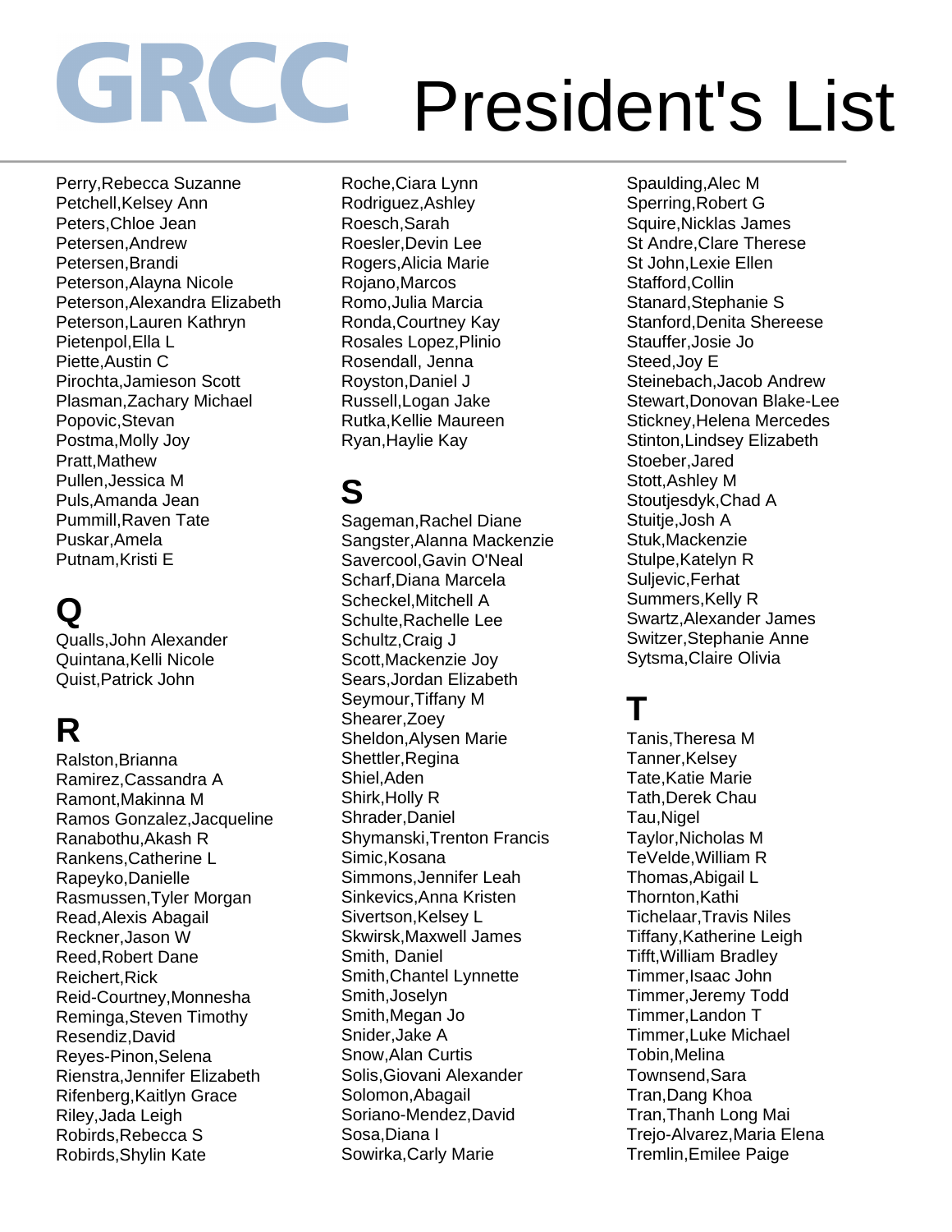# GRCC President's List

Perry,Rebecca Suzanne
Petchell,Kelsey Ann
Peters,Chloe Jean
Petersen,Andrew
Petersen,Brandi
Peterson,Alayna Nicole
Peterson,Alexandra Elizabeth
Peterson,Lauren Kathryn
Pietenpol,Ella L
Piette,Austin C
Pirochta,Jamieson Scott
Plasman,Zachary Michael
Popovic,Stevan
Postma,Molly Joy
Pratt,Mathew
Pullen,Jessica M
Puls,Amanda Jean
Pummill,Raven Tate
Puskar,Amela
Putnam,Kristi E

## Q

Qualls,John Alexander
Quintana,Kelli Nicole
Quist,Patrick John

## R

Ralston,Brianna
Ramirez,Cassandra A
Ramont,Makinna M
Ramos Gonzalez,Jacqueline
Ranabothu,Akash R
Rankens,Catherine L
Rapeyko,Danielle
Rasmussen,Tyler Morgan
Read,Alexis Abagail
Reckner,Jason W
Reed,Robert Dane
Reichert,Rick
Reid-Courtney,Monnesha
Reminga,Steven Timothy
Resendiz,David
Reyes-Pinon,Selena
Rienstra,Jennifer Elizabeth
Rifenberg,Kaitlyn Grace
Riley,Jada Leigh
Robirds,Rebecca S
Robirds,Shylin Kate
Roche,Ciara Lynn
Rodriguez,Ashley
Roesch,Sarah
Roesler,Devin Lee
Rogers,Alicia Marie
Rojano,Marcos
Romo,Julia Marcia
Ronda,Courtney Kay
Rosales Lopez,Plinio
Rosendall, Jenna
Royston,Daniel J
Russell,Logan Jake
Rutka,Kellie Maureen
Ryan,Haylie Kay

## S

Sageman,Rachel Diane
Sangster,Alanna Mackenzie
Savercool,Gavin O'Neal
Scharf,Diana Marcela
Scheckel,Mitchell A
Schulte,Rachelle Lee
Schultz,Craig J
Scott,Mackenzie Joy
Sears,Jordan Elizabeth
Seymour,Tiffany M
Shearer,Zoey
Sheldon,Alysen Marie
Shettler,Regina
Shiel,Aden
Shirk,Holly R
Shrader,Daniel
Shymanski,Trenton Francis
Simic,Kosana
Simmons,Jennifer Leah
Sinkevics,Anna Kristen
Sivertson,Kelsey L
Skwirsk,Maxwell James
Smith, Daniel
Smith,Chantel Lynnette
Smith,Joselyn
Smith,Megan Jo
Snider,Jake A
Snow,Alan Curtis
Solis,Giovani Alexander
Solomon,Abagail
Soriano-Mendez,David
Sosa,Diana I
Sowirka,Carly Marie
Spaulding,Alec M
Sperring,Robert G
Squire,Nicklas James
St Andre,Clare Therese
St John,Lexie Ellen
Stafford,Collin
Stanard,Stephanie S
Stanford,Denita Shereese
Stauffer,Josie Jo
Steed,Joy E
Steinebach,Jacob Andrew
Stewart,Donovan Blake-Lee
Stickney,Helena Mercedes
Stinton,Lindsey Elizabeth
Stoeber,Jared
Stott,Ashley M
Stoutjesdyk,Chad A
Stuitje,Josh A
Stuk,Mackenzie
Stulpe,Katelyn R
Suljevic,Ferhat
Summers,Kelly R
Swartz,Alexander James
Switzer,Stephanie Anne
Sytsma,Claire Olivia

## T

Tanis,Theresa M
Tanner,Kelsey
Tate,Katie Marie
Tath,Derek Chau
Tau,Nigel
Taylor,Nicholas M
TeVelde,William R
Thomas,Abigail L
Thornton,Kathi
Tichelaar,Travis Niles
Tiffany,Katherine Leigh
Tifft,William Bradley
Timmer,Isaac John
Timmer,Jeremy Todd
Timmer,Landon T
Timmer,Luke Michael
Tobin,Melina
Townsend,Sara
Tran,Dang Khoa
Tran,Thanh Long Mai
Trejo-Alvarez,Maria Elena
Tremlin,Emilee Paige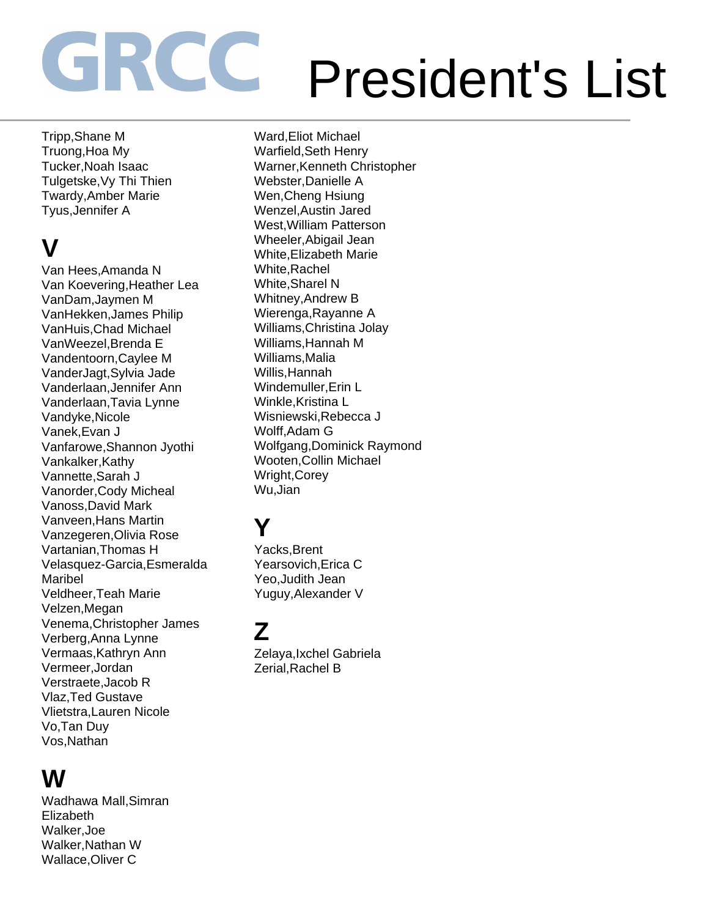# GRCC President's List

Tripp,Shane M
Truong,Hoa My
Tucker,Noah Isaac
Tulgetske,Vy Thi Thien
Twardy,Amber Marie
Tyus,Jennifer A

## V

Van Hees,Amanda N
Van Koevering,Heather Lea
VanDam,Jaymen M
VanHekken,James Philip
VanHuis,Chad Michael
VanWeezel,Brenda E
Vandentoorn,Caylee M
VanderJagt,Sylvia Jade
Vanderlaan,Jennifer Ann
Vanderlaan,Tavia Lynne
Vandyke,Nicole
Vanek,Evan J
Vanfarowe,Shannon Jyothi
Vankalker,Kathy
Vannette,Sarah J
Vanorder,Cody Micheal
Vanoss,David Mark
Vanveen,Hans Martin
Vanzegeren,Olivia Rose
Vartanian,Thomas H
Velasquez-Garcia,Esmeralda Maribel
Veldheer,Teah Marie
Velzen,Megan
Venema,Christopher James
Verberg,Anna Lynne
Vermaas,Kathryn Ann
Vermeer,Jordan
Verstraete,Jacob R
Vlaz,Ted Gustave
Vlietstra,Lauren Nicole
Vo,Tan Duy
Vos,Nathan

## W

Wadhawa Mall,Simran Elizabeth
Walker,Joe
Walker,Nathan W
Wallace,Oliver C
Ward,Eliot Michael
Warfield,Seth Henry
Warner,Kenneth Christopher
Webster,Danielle A
Wen,Cheng Hsiung
Wenzel,Austin Jared
West,William Patterson
Wheeler,Abigail Jean
White,Elizabeth Marie
White,Rachel
White,Sharel N
Whitney,Andrew B
Wierenga,Rayanne A
Williams,Christina Jolay
Williams,Hannah M
Williams,Malia
Willis,Hannah
Windemuller,Erin L
Winkle,Kristina L
Wisniewski,Rebecca J
Wolff,Adam G
Wolfgang,Dominick Raymond
Wooten,Collin Michael
Wright,Corey
Wu,Jian

## Y

Yacks,Brent
Yearsovich,Erica C
Yeo,Judith Jean
Yuguy,Alexander V

## Z

Zelaya,Ixchel Gabriela
Zerial,Rachel B